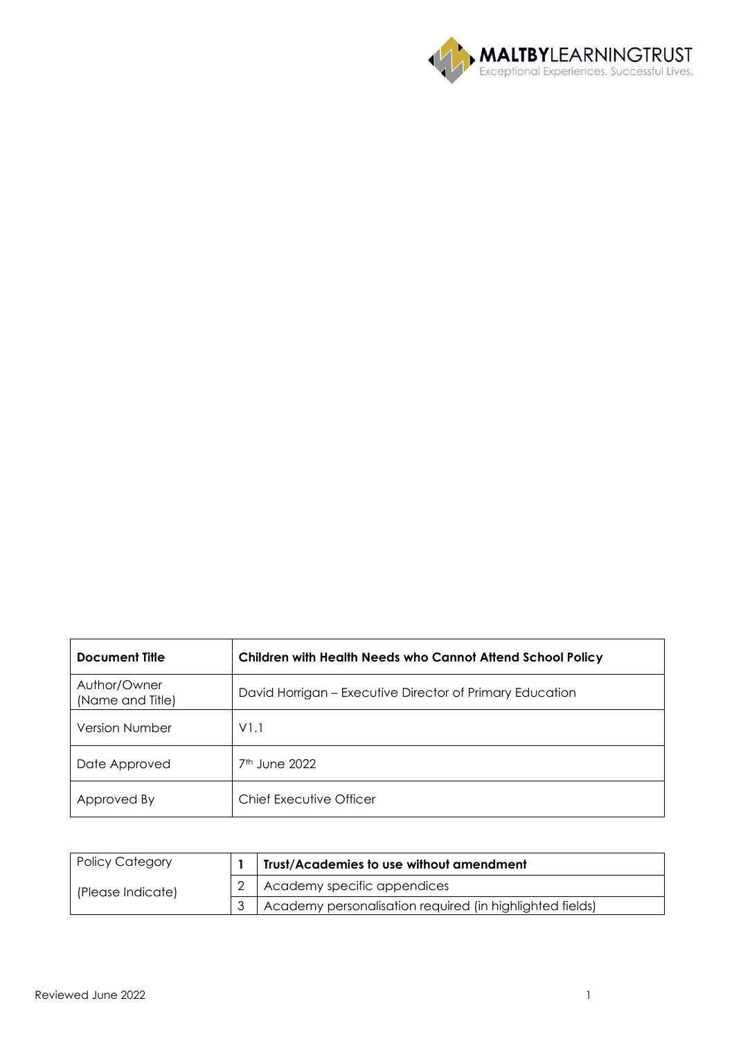MALTBYLEARNINGTRUST
Exceptional Experiences. Successful Lives.

| **Document Title** | **Children with Health Needs who Cannot Attend School Policy** |
|---|---|
| Author/Owner (Name and Title) | David Horrigan – Executive Director of Primary Education |
| Version Number | V1.1 |
| Date Approved | 7th June 2022 |
| Approved By | Chief Executive Officer |

| Policy Category (Please Indicate) | | |
|---|---|---|
| | **1** | **Trust/Academies to use without amendment** |
| | 2 | Academy specific appendices |
| | 3 | Academy personalisation required (in highlighted fields) |

Reviewed June 2022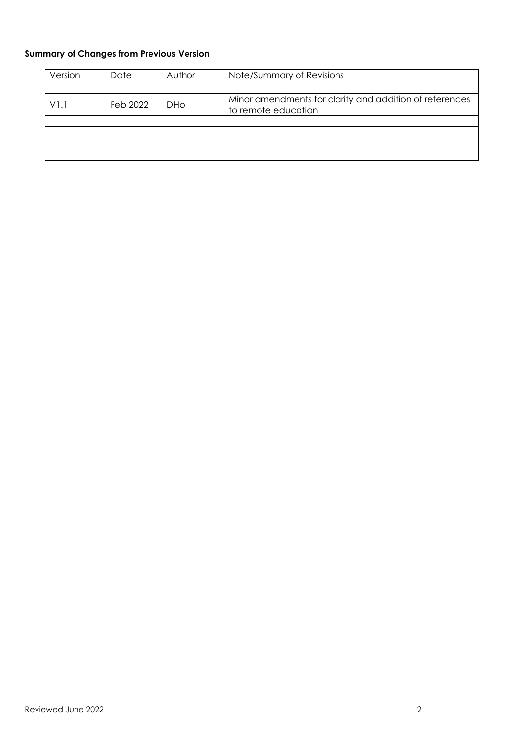**Summary of Changes from Previous Version**

| Version | Date | Author | Note/Summary of Revisions |
|---|---|---|---|
| V1.1 | Feb 2022 | DHo | Minor amendments for clarity and addition of references to remote education |
| | | | |
| | | | |
| | | | |
| | | | |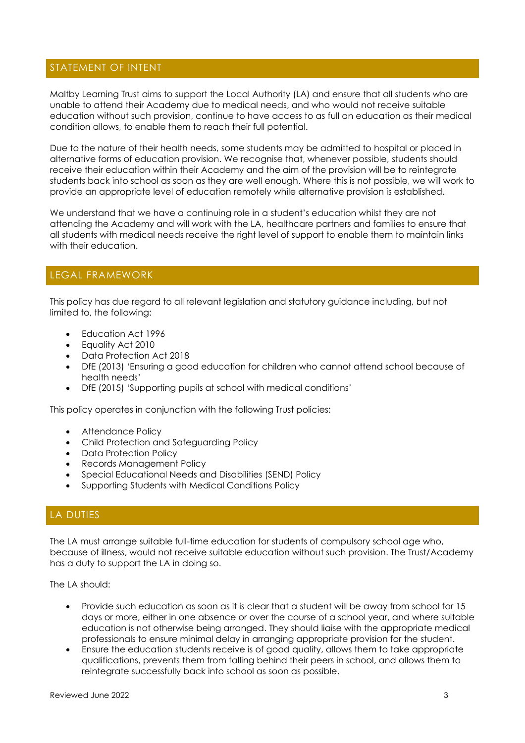## STATEMENT OF INTENT

Maltby Learning Trust aims to support the Local Authority (LA) and ensure that all students who are unable to attend their Academy due to medical needs, and who would not receive suitable education without such provision, continue to have access to as full an education as their medical condition allows, to enable them to reach their full potential.

Due to the nature of their health needs, some students may be admitted to hospital or placed in alternative forms of education provision. We recognise that, whenever possible, students should receive their education within their Academy and the aim of the provision will be to reintegrate students back into school as soon as they are well enough. Where this is not possible, we will work to provide an appropriate level of education remotely while alternative provision is established.

We understand that we have a continuing role in a student's education whilst they are not attending the Academy and will work with the LA, healthcare partners and families to ensure that all students with medical needs receive the right level of support to enable them to maintain links with their education.

## LEGAL FRAMEWORK

This policy has due regard to all relevant legislation and statutory guidance including, but not limited to, the following:

- Education Act 1996
- Equality Act 2010
- Data Protection Act 2018
- DfE (2013) 'Ensuring a good education for children who cannot attend school because of health needs'
- DfE (2015) 'Supporting pupils at school with medical conditions'

This policy operates in conjunction with the following Trust policies:

- Attendance Policy
- Child Protection and Safeguarding Policy
- Data Protection Policy
- Records Management Policy
- Special Educational Needs and Disabilities (SEND) Policy
- Supporting Students with Medical Conditions Policy

## LA DUTIES

The LA must arrange suitable full-time education for students of compulsory school age who, because of illness, would not receive suitable education without such provision. The Trust/Academy has a duty to support the LA in doing so.

The LA should:

- Provide such education as soon as it is clear that a student will be away from school for 15 days or more, either in one absence or over the course of a school year, and where suitable education is not otherwise being arranged. They should liaise with the appropriate medical professionals to ensure minimal delay in arranging appropriate provision for the student.
- Ensure the education students receive is of good quality, allows them to take appropriate qualifications, prevents them from falling behind their peers in school, and allows them to reintegrate successfully back into school as soon as possible.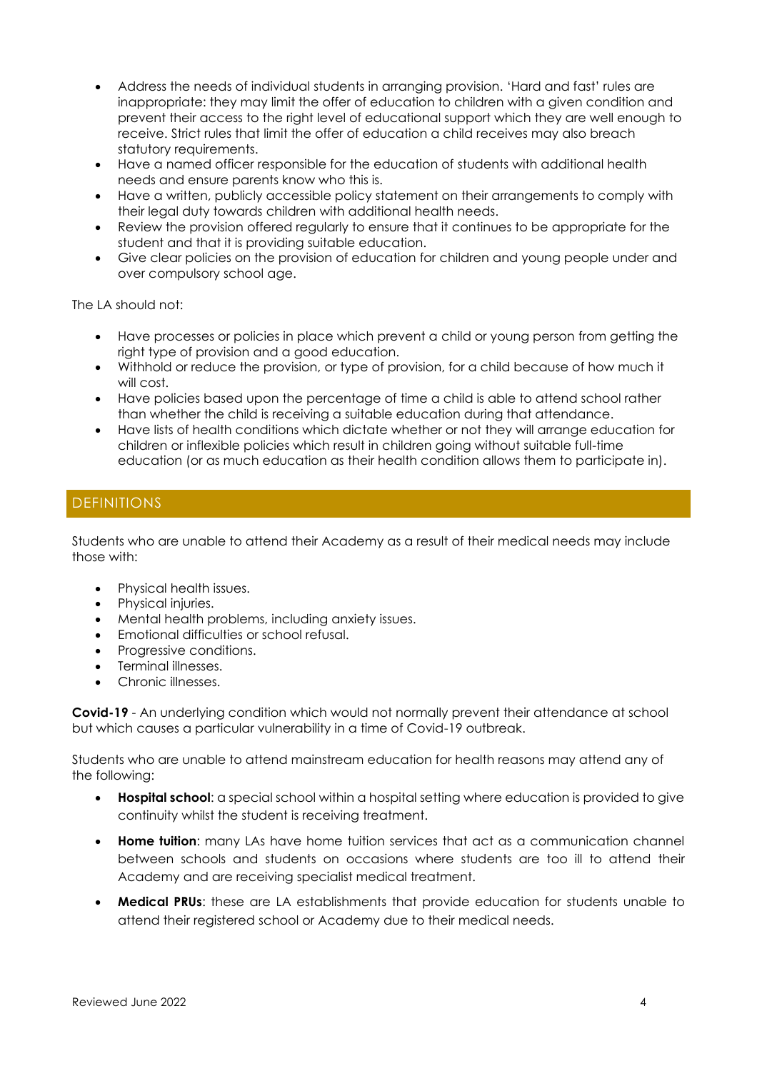- Address the needs of individual students in arranging provision. 'Hard and fast' rules are inappropriate: they may limit the offer of education to children with a given condition and prevent their access to the right level of educational support which they are well enough to receive. Strict rules that limit the offer of education a child receives may also breach statutory requirements.
- Have a named officer responsible for the education of students with additional health needs and ensure parents know who this is.
- Have a written, publicly accessible policy statement on their arrangements to comply with their legal duty towards children with additional health needs.
- Review the provision offered regularly to ensure that it continues to be appropriate for the student and that it is providing suitable education.
- Give clear policies on the provision of education for children and young people under and over compulsory school age.

The LA should not:

- Have processes or policies in place which prevent a child or young person from getting the right type of provision and a good education.
- Withhold or reduce the provision, or type of provision, for a child because of how much it will cost.
- Have policies based upon the percentage of time a child is able to attend school rather than whether the child is receiving a suitable education during that attendance.
- Have lists of health conditions which dictate whether or not they will arrange education for children or inflexible policies which result in children going without suitable full-time education (or as much education as their health condition allows them to participate in).

## DEFINITIONS

Students who are unable to attend their Academy as a result of their medical needs may include those with:

- Physical health issues.
- Physical injuries.
- Mental health problems, including anxiety issues.
- Emotional difficulties or school refusal.
- Progressive conditions.
- Terminal illnesses.
- Chronic illnesses.

**Covid-19** - An underlying condition which would not normally prevent their attendance at school but which causes a particular vulnerability in a time of Covid-19 outbreak.

Students who are unable to attend mainstream education for health reasons may attend any of the following:

- **Hospital school**: a special school within a hospital setting where education is provided to give continuity whilst the student is receiving treatment.
- **Home tuition**: many LAs have home tuition services that act as a communication channel between schools and students on occasions where students are too ill to attend their Academy and are receiving specialist medical treatment.
- **Medical PRUs**: these are LA establishments that provide education for students unable to attend their registered school or Academy due to their medical needs.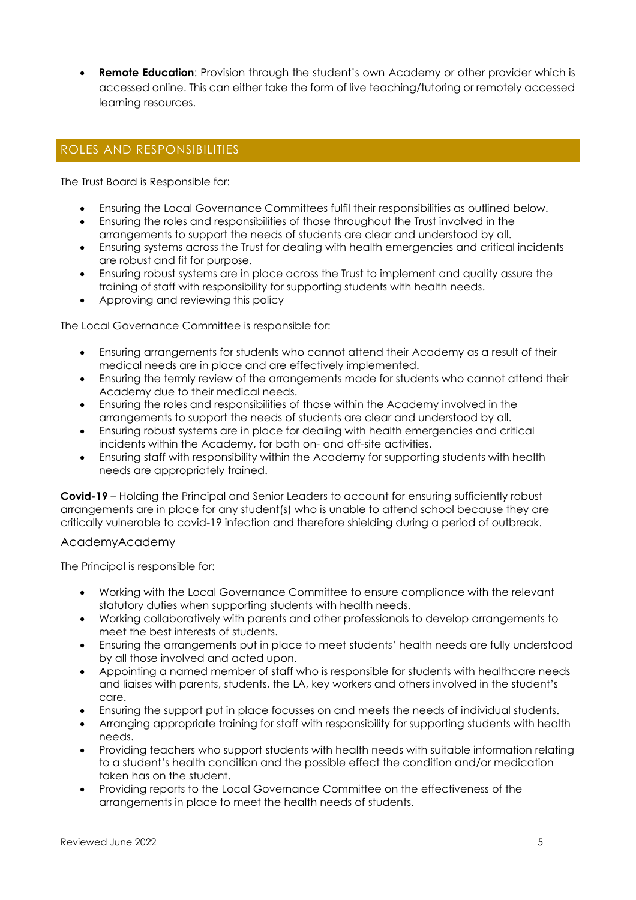- **Remote Education**: Provision through the student's own Academy or other provider which is accessed online. This can either take the form of live teaching/tutoring or remotely accessed learning resources.

## ROLES AND RESPONSIBILITIES

The Trust Board is Responsible for:

- Ensuring the Local Governance Committees fulfil their responsibilities as outlined below.
- Ensuring the roles and responsibilities of those throughout the Trust involved in the arrangements to support the needs of students are clear and understood by all.
- Ensuring systems across the Trust for dealing with health emergencies and critical incidents are robust and fit for purpose.
- Ensuring robust systems are in place across the Trust to implement and quality assure the training of staff with responsibility for supporting students with health needs.
- Approving and reviewing this policy

The Local Governance Committee is responsible for:

- Ensuring arrangements for students who cannot attend their Academy as a result of their medical needs are in place and are effectively implemented.
- Ensuring the termly review of the arrangements made for students who cannot attend their Academy due to their medical needs.
- Ensuring the roles and responsibilities of those within the Academy involved in the arrangements to support the needs of students are clear and understood by all.
- Ensuring robust systems are in place for dealing with health emergencies and critical incidents within the Academy, for both on- and off-site activities.
- Ensuring staff with responsibility within the Academy for supporting students with health needs are appropriately trained.

**Covid-19** – Holding the Principal and Senior Leaders to account for ensuring sufficiently robust arrangements are in place for any student(s) who is unable to attend school because they are critically vulnerable to covid-19 infection and therefore shielding during a period of outbreak.

### AcademyAcademy

The Principal is responsible for:

- Working with the Local Governance Committee to ensure compliance with the relevant statutory duties when supporting students with health needs.
- Working collaboratively with parents and other professionals to develop arrangements to meet the best interests of students.
- Ensuring the arrangements put in place to meet students' health needs are fully understood by all those involved and acted upon.
- Appointing a named member of staff who is responsible for students with healthcare needs and liaises with parents, students, the LA, key workers and others involved in the student's care.
- Ensuring the support put in place focusses on and meets the needs of individual students.
- Arranging appropriate training for staff with responsibility for supporting students with health needs.
- Providing teachers who support students with health needs with suitable information relating to a student's health condition and the possible effect the condition and/or medication taken has on the student.
- Providing reports to the Local Governance Committee on the effectiveness of the arrangements in place to meet the health needs of students.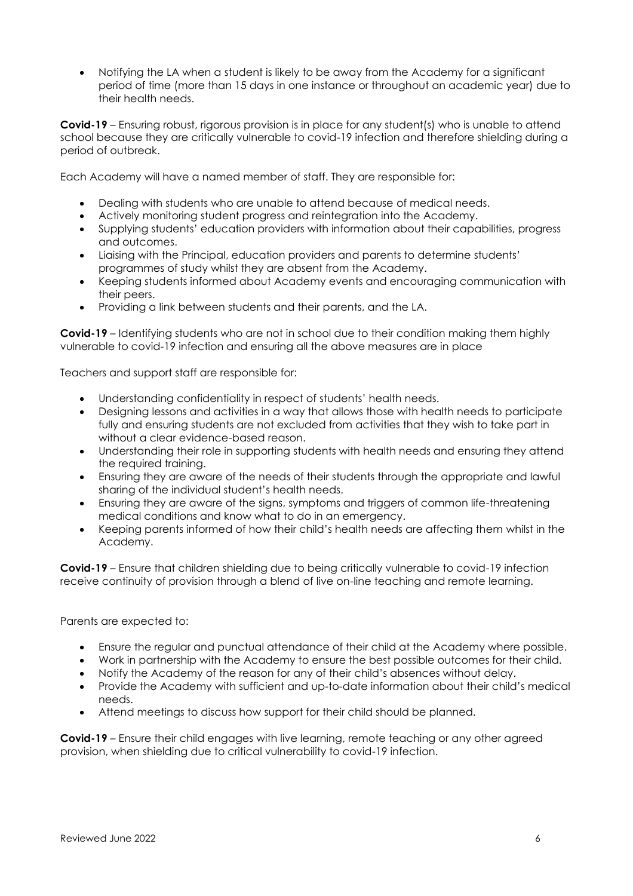- Notifying the LA when a student is likely to be away from the Academy for a significant period of time (more than 15 days in one instance or throughout an academic year) due to their health needs.

**Covid-19** – Ensuring robust, rigorous provision is in place for any student(s) who is unable to attend school because they are critically vulnerable to covid-19 infection and therefore shielding during a period of outbreak.

Each Academy will have a named member of staff. They are responsible for:

- Dealing with students who are unable to attend because of medical needs.
- Actively monitoring student progress and reintegration into the Academy.
- Supplying students' education providers with information about their capabilities, progress and outcomes.
- Liaising with the Principal, education providers and parents to determine students' programmes of study whilst they are absent from the Academy.
- Keeping students informed about Academy events and encouraging communication with their peers.
- Providing a link between students and their parents, and the LA.

**Covid-19** – Identifying students who are not in school due to their condition making them highly vulnerable to covid-19 infection and ensuring all the above measures are in place

Teachers and support staff are responsible for:

- Understanding confidentiality in respect of students' health needs.
- Designing lessons and activities in a way that allows those with health needs to participate fully and ensuring students are not excluded from activities that they wish to take part in without a clear evidence-based reason.
- Understanding their role in supporting students with health needs and ensuring they attend the required training.
- Ensuring they are aware of the needs of their students through the appropriate and lawful sharing of the individual student's health needs.
- Ensuring they are aware of the signs, symptoms and triggers of common life-threatening medical conditions and know what to do in an emergency.
- Keeping parents informed of how their child's health needs are affecting them whilst in the Academy.

**Covid-19** – Ensure that children shielding due to being critically vulnerable to covid-19 infection receive continuity of provision through a blend of live on-line teaching and remote learning.

Parents are expected to:

- Ensure the regular and punctual attendance of their child at the Academy where possible.
- Work in partnership with the Academy to ensure the best possible outcomes for their child.
- Notify the Academy of the reason for any of their child's absences without delay.
- Provide the Academy with sufficient and up-to-date information about their child's medical needs.
- Attend meetings to discuss how support for their child should be planned.

**Covid-19** – Ensure their child engages with live learning, remote teaching or any other agreed provision, when shielding due to critical vulnerability to covid-19 infection.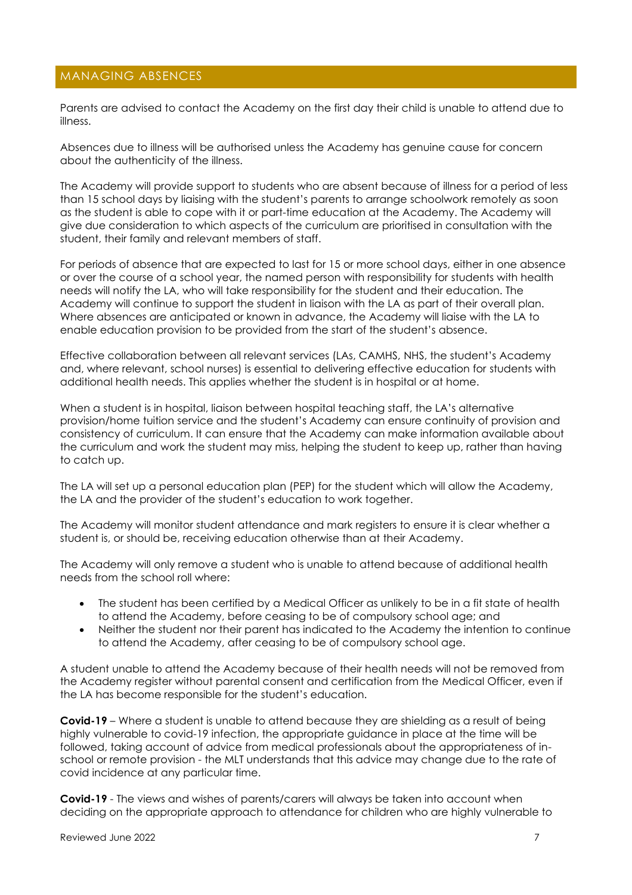## MANAGING ABSENCES

Parents are advised to contact the Academy on the first day their child is unable to attend due to illness.

Absences due to illness will be authorised unless the Academy has genuine cause for concern about the authenticity of the illness.

The Academy will provide support to students who are absent because of illness for a period of less than 15 school days by liaising with the student's parents to arrange schoolwork remotely as soon as the student is able to cope with it or part-time education at the Academy. The Academy will give due consideration to which aspects of the curriculum are prioritised in consultation with the student, their family and relevant members of staff.

For periods of absence that are expected to last for 15 or more school days, either in one absence or over the course of a school year, the named person with responsibility for students with health needs will notify the LA, who will take responsibility for the student and their education. The Academy will continue to support the student in liaison with the LA as part of their overall plan. Where absences are anticipated or known in advance, the Academy will liaise with the LA to enable education provision to be provided from the start of the student's absence.

Effective collaboration between all relevant services (LAs, CAMHS, NHS, the student's Academy and, where relevant, school nurses) is essential to delivering effective education for students with additional health needs. This applies whether the student is in hospital or at home.

When a student is in hospital, liaison between hospital teaching staff, the LA's alternative provision/home tuition service and the student's Academy can ensure continuity of provision and consistency of curriculum. It can ensure that the Academy can make information available about the curriculum and work the student may miss, helping the student to keep up, rather than having to catch up.

The LA will set up a personal education plan (PEP) for the student which will allow the Academy, the LA and the provider of the student's education to work together.

The Academy will monitor student attendance and mark registers to ensure it is clear whether a student is, or should be, receiving education otherwise than at their Academy.

The Academy will only remove a student who is unable to attend because of additional health needs from the school roll where:

- The student has been certified by a Medical Officer as unlikely to be in a fit state of health to attend the Academy, before ceasing to be of compulsory school age; and
- Neither the student nor their parent has indicated to the Academy the intention to continue to attend the Academy, after ceasing to be of compulsory school age.

A student unable to attend the Academy because of their health needs will not be removed from the Academy register without parental consent and certification from the Medical Officer, even if the LA has become responsible for the student's education.

**Covid-19** – Where a student is unable to attend because they are shielding as a result of being highly vulnerable to covid-19 infection, the appropriate guidance in place at the time will be followed, taking account of advice from medical professionals about the appropriateness of in-school or remote provision - the MLT understands that this advice may change due to the rate of covid incidence at any particular time.

**Covid-19** - The views and wishes of parents/carers will always be taken into account when deciding on the appropriate approach to attendance for children who are highly vulnerable to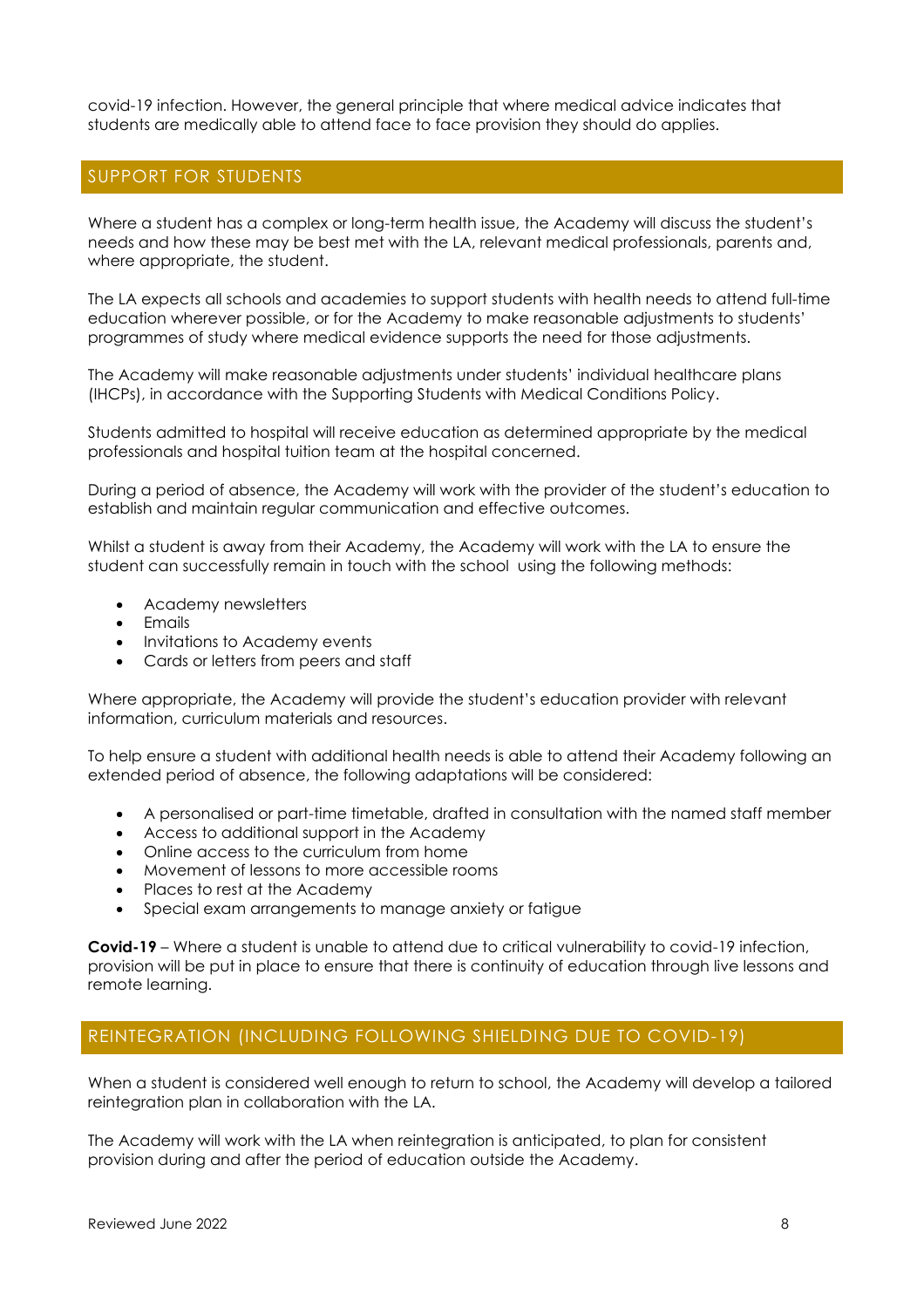covid-19 infection. However, the general principle that where medical advice indicates that students are medically able to attend face to face provision they should do applies.

## SUPPORT FOR STUDENTS

Where a student has a complex or long-term health issue, the Academy will discuss the student's needs and how these may be best met with the LA, relevant medical professionals, parents and, where appropriate, the student.

The LA expects all schools and academies to support students with health needs to attend full-time education wherever possible, or for the Academy to make reasonable adjustments to students' programmes of study where medical evidence supports the need for those adjustments.

The Academy will make reasonable adjustments under students' individual healthcare plans (IHCPs), in accordance with the Supporting Students with Medical Conditions Policy.

Students admitted to hospital will receive education as determined appropriate by the medical professionals and hospital tuition team at the hospital concerned.

During a period of absence, the Academy will work with the provider of the student's education to establish and maintain regular communication and effective outcomes.

Whilst a student is away from their Academy, the Academy will work with the LA to ensure the student can successfully remain in touch with the school using the following methods:

- Academy newsletters
- Emails
- Invitations to Academy events
- Cards or letters from peers and staff

Where appropriate, the Academy will provide the student's education provider with relevant information, curriculum materials and resources.

To help ensure a student with additional health needs is able to attend their Academy following an extended period of absence, the following adaptations will be considered:

- A personalised or part-time timetable, drafted in consultation with the named staff member
- Access to additional support in the Academy
- Online access to the curriculum from home
- Movement of lessons to more accessible rooms
- Places to rest at the Academy
- Special exam arrangements to manage anxiety or fatigue

**Covid-19** – Where a student is unable to attend due to critical vulnerability to covid-19 infection, provision will be put in place to ensure that there is continuity of education through live lessons and remote learning.

## REINTEGRATION (INCLUDING FOLLOWING SHIELDING DUE TO COVID-19)

When a student is considered well enough to return to school, the Academy will develop a tailored reintegration plan in collaboration with the LA.

The Academy will work with the LA when reintegration is anticipated, to plan for consistent provision during and after the period of education outside the Academy.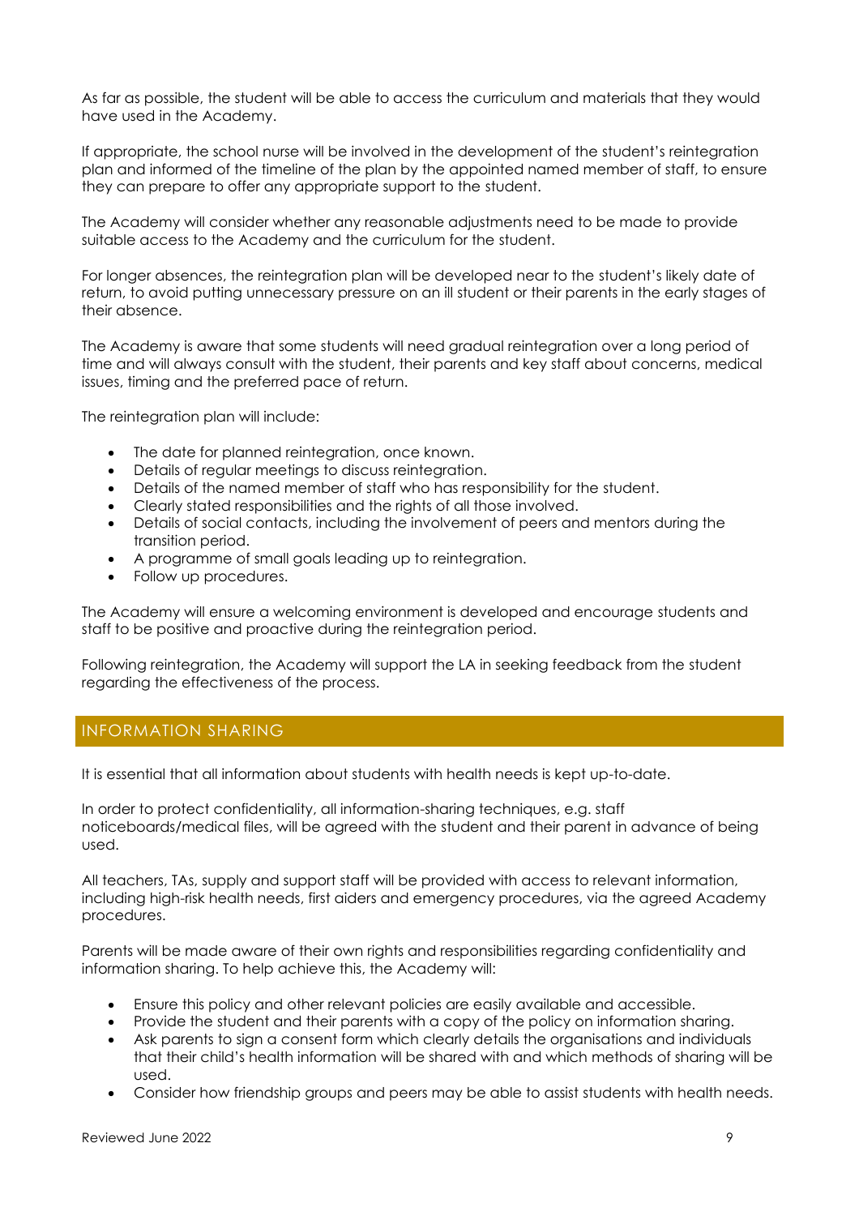As far as possible, the student will be able to access the curriculum and materials that they would have used in the Academy.

If appropriate, the school nurse will be involved in the development of the student's reintegration plan and informed of the timeline of the plan by the appointed named member of staff, to ensure they can prepare to offer any appropriate support to the student.

The Academy will consider whether any reasonable adjustments need to be made to provide suitable access to the Academy and the curriculum for the student.

For longer absences, the reintegration plan will be developed near to the student's likely date of return, to avoid putting unnecessary pressure on an ill student or their parents in the early stages of their absence.

The Academy is aware that some students will need gradual reintegration over a long period of time and will always consult with the student, their parents and key staff about concerns, medical issues, timing and the preferred pace of return.

The reintegration plan will include:

- The date for planned reintegration, once known.
- Details of regular meetings to discuss reintegration.
- Details of the named member of staff who has responsibility for the student.
- Clearly stated responsibilities and the rights of all those involved.
- Details of social contacts, including the involvement of peers and mentors during the transition period.
- A programme of small goals leading up to reintegration.
- Follow up procedures.

The Academy will ensure a welcoming environment is developed and encourage students and staff to be positive and proactive during the reintegration period.

Following reintegration, the Academy will support the LA in seeking feedback from the student regarding the effectiveness of the process.

## INFORMATION SHARING

It is essential that all information about students with health needs is kept up-to-date.

In order to protect confidentiality, all information-sharing techniques, e.g. staff noticeboards/medical files, will be agreed with the student and their parent in advance of being used.

All teachers, TAs, supply and support staff will be provided with access to relevant information, including high-risk health needs, first aiders and emergency procedures, via the agreed Academy procedures.

Parents will be made aware of their own rights and responsibilities regarding confidentiality and information sharing. To help achieve this, the Academy will:

- Ensure this policy and other relevant policies are easily available and accessible.
- Provide the student and their parents with a copy of the policy on information sharing.
- Ask parents to sign a consent form which clearly details the organisations and individuals that their child's health information will be shared with and which methods of sharing will be used.
- Consider how friendship groups and peers may be able to assist students with health needs.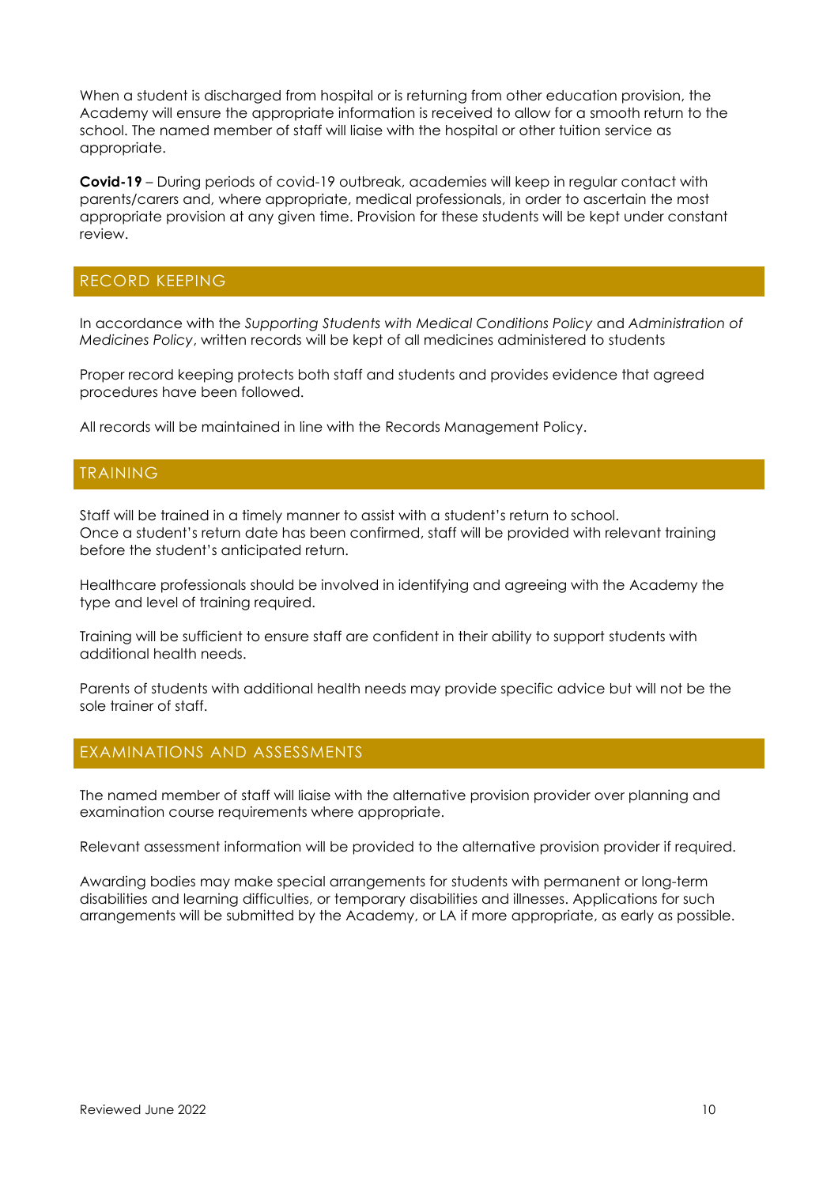When a student is discharged from hospital or is returning from other education provision, the Academy will ensure the appropriate information is received to allow for a smooth return to the school. The named member of staff will liaise with the hospital or other tuition service as appropriate.

**Covid-19** – During periods of covid-19 outbreak, academies will keep in regular contact with parents/carers and, where appropriate, medical professionals, in order to ascertain the most appropriate provision at any given time. Provision for these students will be kept under constant review.

## RECORD KEEPING

In accordance with the *Supporting Students with Medical Conditions Policy* and *Administration of Medicines Policy*, written records will be kept of all medicines administered to students

Proper record keeping protects both staff and students and provides evidence that agreed procedures have been followed.

All records will be maintained in line with the Records Management Policy.

## TRAINING

Staff will be trained in a timely manner to assist with a student's return to school.
Once a student's return date has been confirmed, staff will be provided with relevant training before the student's anticipated return.

Healthcare professionals should be involved in identifying and agreeing with the Academy the type and level of training required.

Training will be sufficient to ensure staff are confident in their ability to support students with additional health needs.

Parents of students with additional health needs may provide specific advice but will not be the sole trainer of staff.

## EXAMINATIONS AND ASSESSMENTS

The named member of staff will liaise with the alternative provision provider over planning and examination course requirements where appropriate.

Relevant assessment information will be provided to the alternative provision provider if required.

Awarding bodies may make special arrangements for students with permanent or long-term disabilities and learning difficulties, or temporary disabilities and illnesses. Applications for such arrangements will be submitted by the Academy, or LA if more appropriate, as early as possible.

Reviewed June 2022